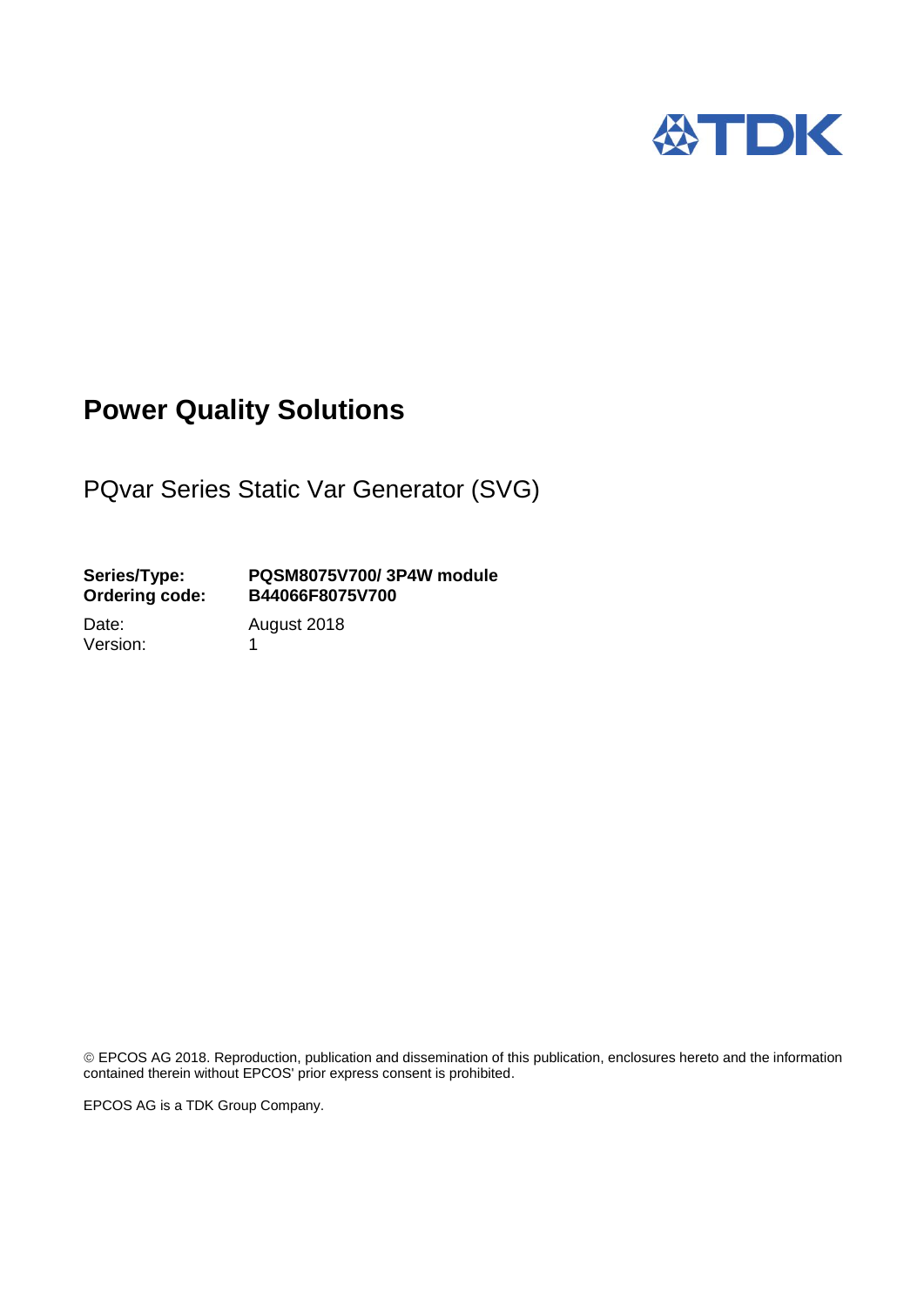# Power Quality Solutions

## PQvar Series Static Var Generator (SVG)

**Series/Type:** **PQSM8075V700/ 3P4W module**
**Ordering code:** **B44066F8075V700**

Date: August 2018
Version: 1

© EPCOS AG 2018. Reproduction, publication and dissemination of this publication, enclosures hereto and the information contained therein without EPCOS' prior express consent is prohibited.

EPCOS AG is a TDK Group Company.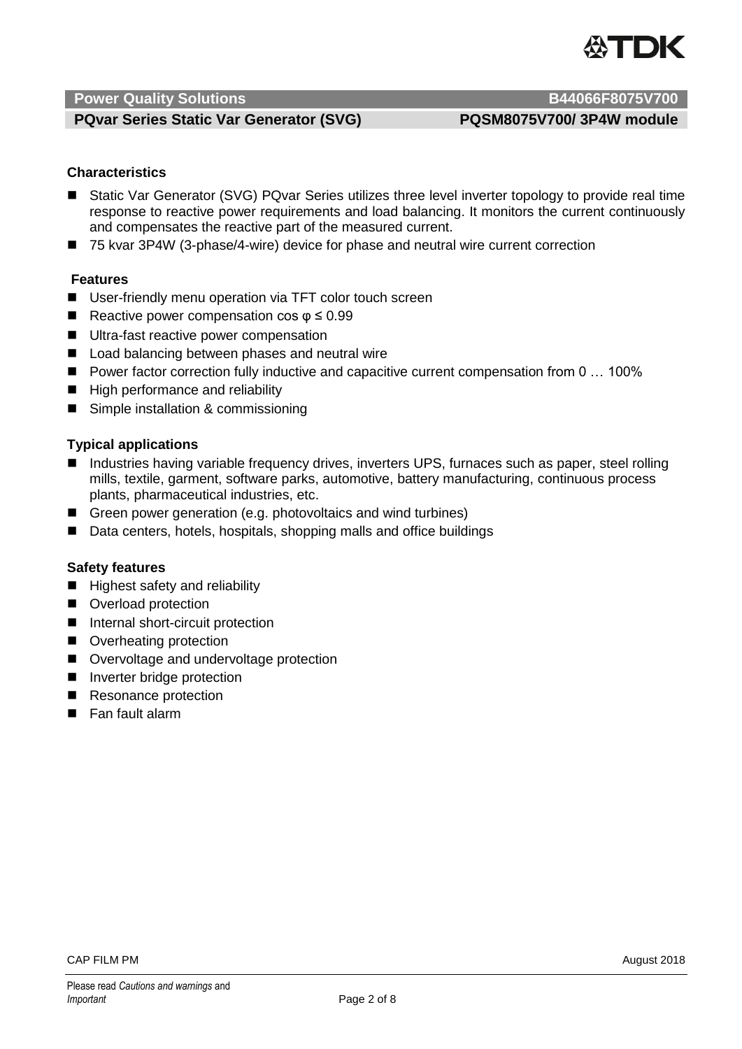## Characteristics

- Static Var Generator (SVG) PQvar Series utilizes three level inverter topology to provide real time response to reactive power requirements and load balancing. It monitors the current continuously and compensates the reactive part of the measured current.
- 75 kvar 3P4W (3-phase/4-wire) device for phase and neutral wire current correction

## Features

- User-friendly menu operation via TFT color touch screen
- Reactive power compensation cos $\varphi \leq 0.99$
- Ultra-fast reactive power compensation
- Load balancing between phases and neutral wire
- Power factor correction fully inductive and capacitive current compensation from 0 … 100%
- High performance and reliability
- Simple installation & commissioning

## Typical applications

- Industries having variable frequency drives, inverters UPS, furnaces such as paper, steel rolling mills, textile, garment, software parks, automotive, battery manufacturing, continuous process plants, pharmaceutical industries, etc.
- Green power generation (e.g. photovoltaics and wind turbines)
- Data centers, hotels, hospitals, shopping malls and office buildings

## Safety features

- Highest safety and reliability
- Overload protection
- Internal short-circuit protection
- Overheating protection
- Overvoltage and undervoltage protection
- Inverter bridge protection
- Resonance protection
- Fan fault alarm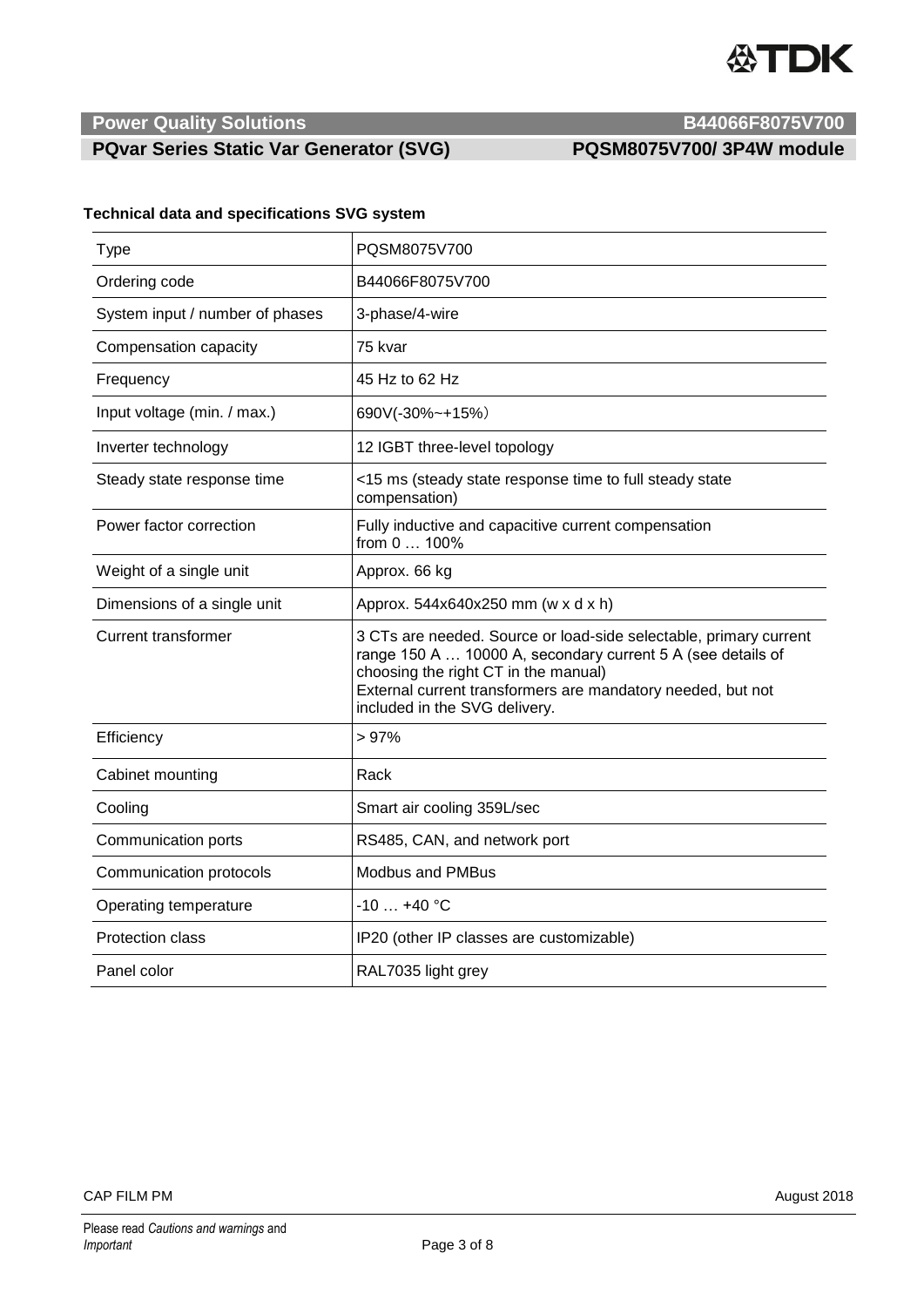## Power Quality Solutions — B44066F8075V700

## PQvar Series Static Var Generator (SVG) — PQSM8075V700/ 3P4W module

**Technical data and specifications SVG system**

| Type | PQSM8075V700 |
|---|---|
| Ordering code | B44066F8075V700 |
| System input / number of phases | 3-phase/4-wire |
| Compensation capacity | 75 kvar |
| Frequency | 45 Hz to 62 Hz |
| Input voltage (min. / max.) | 690V(-30%~+15%) |
| Inverter technology | 12 IGBT three-level topology |
| Steady state response time | <15 ms (steady state response time to full steady state compensation) |
| Power factor correction | Fully inductive and capacitive current compensation from 0 … 100% |
| Weight of a single unit | Approx. 66 kg |
| Dimensions of a single unit | Approx. 544x640x250 mm (w x d x h) |
| Current transformer | 3 CTs are needed. Source or load-side selectable, primary current range 150 A … 10000 A, secondary current 5 A (see details of choosing the right CT in the manual)<br>External current transformers are mandatory needed, but not included in the SVG delivery. |
| Efficiency | > 97% |
| Cabinet mounting | Rack |
| Cooling | Smart air cooling 359L/sec |
| Communication ports | RS485, CAN, and network port |
| Communication protocols | Modbus and PMBus |
| Operating temperature | -10 … +40 °C |
| Protection class | IP20 (other IP classes are customizable) |
| Panel color | RAL7035 light grey |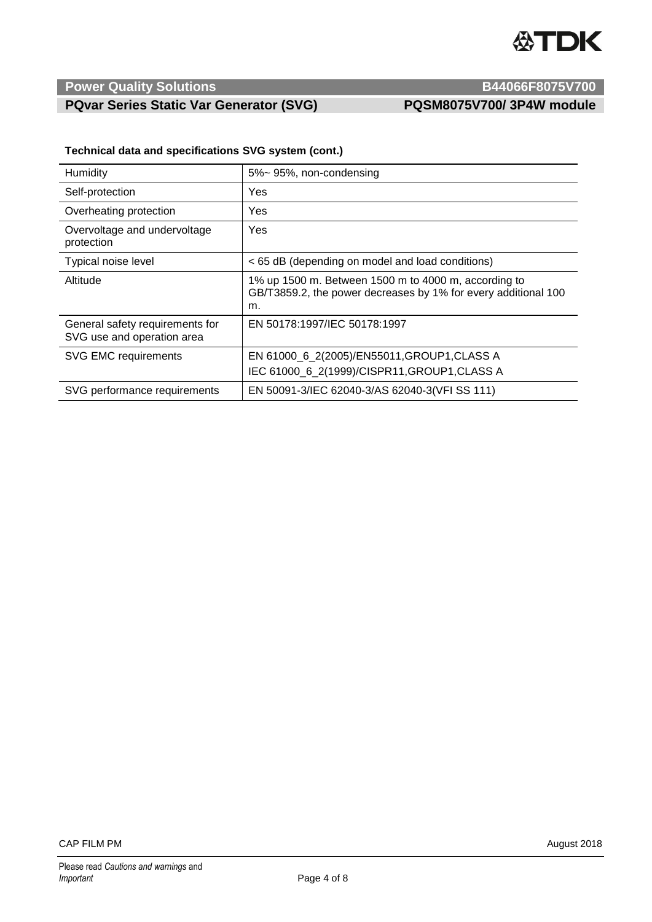**Technical data and specifications SVG system (cont.)**

| | |
|---|---|
| Humidity | 5%~ 95%, non-condensing |
| Self-protection | Yes |
| Overheating protection | Yes |
| Overvoltage and undervoltage protection | Yes |
| Typical noise level | < 65 dB (depending on model and load conditions) |
| Altitude | 1% up 1500 m. Between 1500 m to 4000 m, according to GB/T3859.2, the power decreases by 1% for every additional 100 m. |
| General safety requirements for SVG use and operation area | EN 50178:1997/IEC 50178:1997 |
| SVG EMC requirements | EN 61000_6_2(2005)/EN55011,GROUP1,CLASS A<br>IEC 61000_6_2(1999)/CISPR11,GROUP1,CLASS A |
| SVG performance requirements | EN 50091-3/IEC 62040-3/AS 62040-3(VFI SS 111) |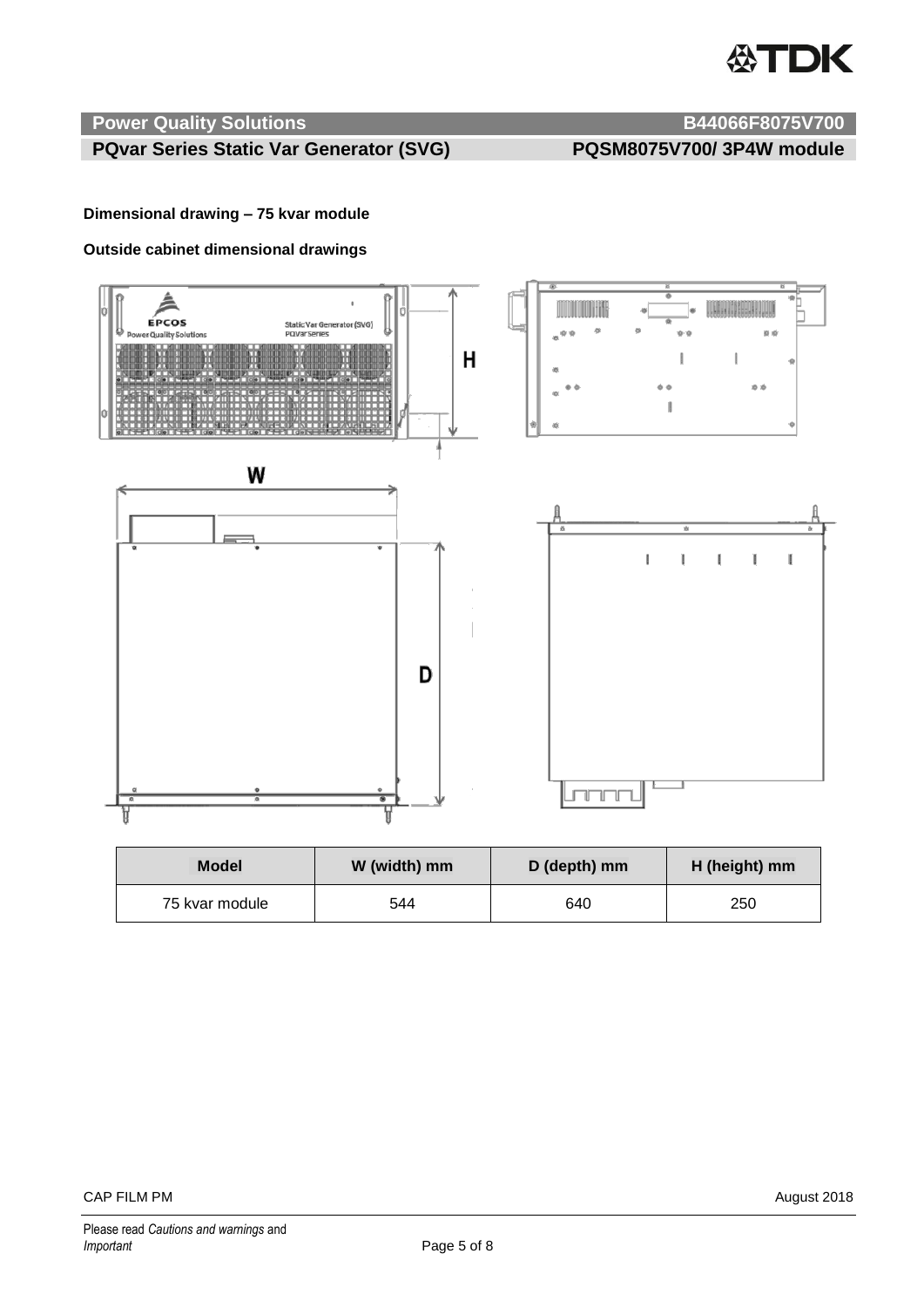**Dimensional drawing – 75 kvar module**

**Outside cabinet dimensional drawings**

| Model | W (width) mm | D (depth) mm | H (height) mm |
|---|---|---|---|
| 75 kvar module | 544 | 640 | 250 |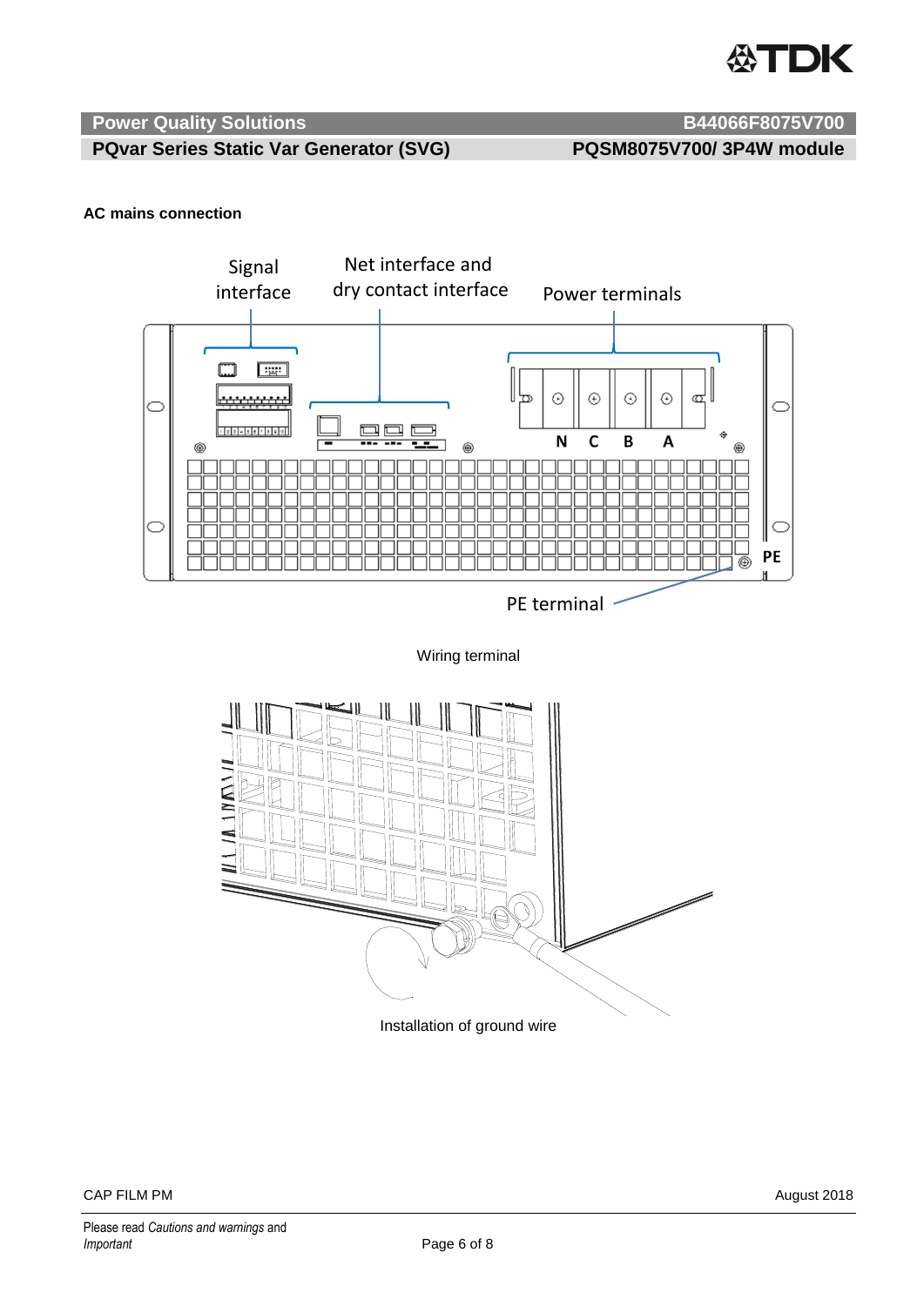**AC mains connection**

Wiring terminal

Installation of ground wire

Please read *Cautions and warnings* and *Important*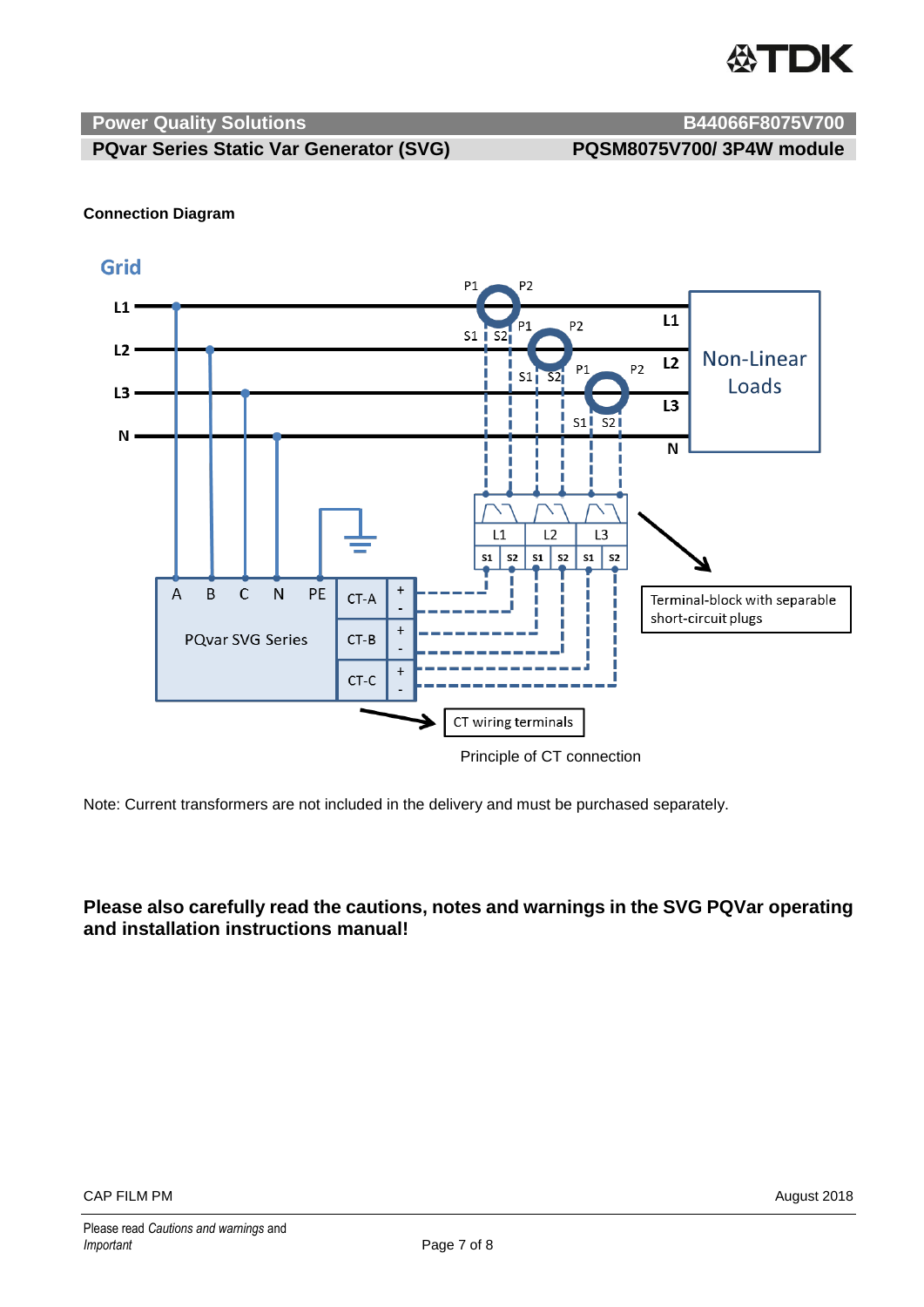**Connection Diagram**

Grid

L1 L2 L3 N

P1 P2 S1 S2

Non-Linear Loads

L1 L2 L3

S1 S2 S1 S2 S1 S2

A B C N PE

PQvar SVG Series

CT-A CT-B CT-C

Terminal-block with separable short-circuit plugs

CT wiring terminals

Principle of CT connection

Note: Current transformers are not included in the delivery and must be purchased separately.

**Please also carefully read the cautions, notes and warnings in the SVG PQVar operating and installation instructions manual!**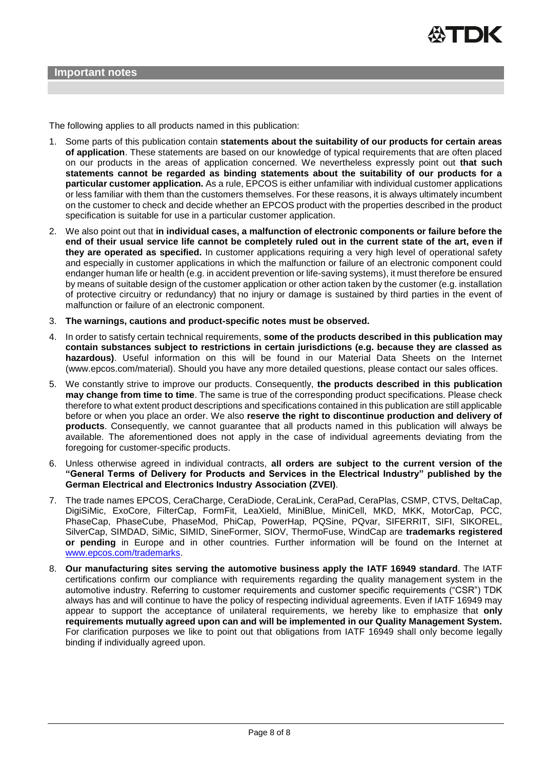## Important notes

The following applies to all products named in this publication:

1. Some parts of this publication contain **statements about the suitability of our products for certain areas of application**. These statements are based on our knowledge of typical requirements that are often placed on our products in the areas of application concerned. We nevertheless expressly point out **that such statements cannot be regarded as binding statements about the suitability of our products for a particular customer application.** As a rule, EPCOS is either unfamiliar with individual customer applications or less familiar with them than the customers themselves. For these reasons, it is always ultimately incumbent on the customer to check and decide whether an EPCOS product with the properties described in the product specification is suitable for use in a particular customer application.
2. We also point out that **in individual cases, a malfunction of electronic components or failure before the end of their usual service life cannot be completely ruled out in the current state of the art, even if they are operated as specified.** In customer applications requiring a very high level of operational safety and especially in customer applications in which the malfunction or failure of an electronic component could endanger human life or health (e.g. in accident prevention or life-saving systems), it must therefore be ensured by means of suitable design of the customer application or other action taken by the customer (e.g. installation of protective circuitry or redundancy) that no injury or damage is sustained by third parties in the event of malfunction or failure of an electronic component.
3. **The warnings, cautions and product-specific notes must be observed.**
4. In order to satisfy certain technical requirements, **some of the products described in this publication may contain substances subject to restrictions in certain jurisdictions (e.g. because they are classed as hazardous)**. Useful information on this will be found in our Material Data Sheets on the Internet (www.epcos.com/material). Should you have any more detailed questions, please contact our sales offices.
5. We constantly strive to improve our products. Consequently, **the products described in this publication may change from time to time**. The same is true of the corresponding product specifications. Please check therefore to what extent product descriptions and specifications contained in this publication are still applicable before or when you place an order. We also **reserve the right to discontinue production and delivery of products**. Consequently, we cannot guarantee that all products named in this publication will always be available. The aforementioned does not apply in the case of individual agreements deviating from the foregoing for customer-specific products.
6. Unless otherwise agreed in individual contracts, **all orders are subject to the current version of the "General Terms of Delivery for Products and Services in the Electrical Industry" published by the German Electrical and Electronics Industry Association (ZVEI)**.
7. The trade names EPCOS, CeraCharge, CeraDiode, CeraLink, CeraPad, CeraPlas, CSMP, CTVS, DeltaCap, DigiSiMic, ExoCore, FilterCap, FormFit, LeaXield, MiniBlue, MiniCell, MKD, MKK, MotorCap, PCC, PhaseCap, PhaseCube, PhaseMod, PhiCap, PowerHap, PQSine, PQvar, SIFERRIT, SIFI, SIKOREL, SilverCap, SIMDAD, SiMic, SIMID, SineFormer, SIOV, ThermoFuse, WindCap are **trademarks registered or pending** in Europe and in other countries. Further information will be found on the Internet at www.epcos.com/trademarks.
8. **Our manufacturing sites serving the automotive business apply the IATF 16949 standard**. The IATF certifications confirm our compliance with requirements regarding the quality management system in the automotive industry. Referring to customer requirements and customer specific requirements ("CSR") TDK always has and will continue to have the policy of respecting individual agreements. Even if IATF 16949 may appear to support the acceptance of unilateral requirements, we hereby like to emphasize that **only requirements mutually agreed upon can and will be implemented in our Quality Management System.** For clarification purposes we like to point out that obligations from IATF 16949 shall only become legally binding if individually agreed upon.